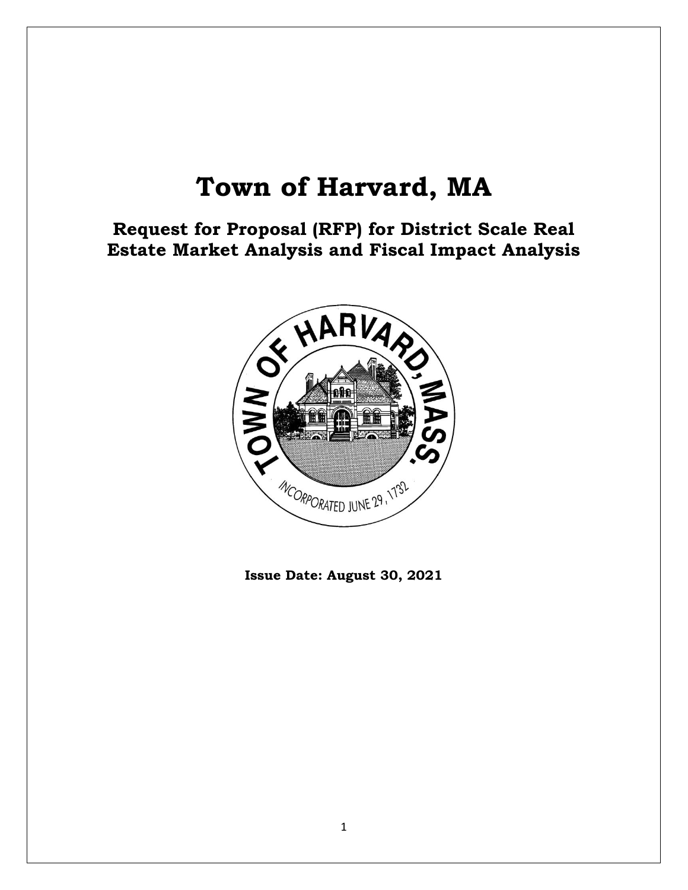# Town of Harvard, MA

## Request for Proposal (RFP) for District Scale Real Estate Market Analysis and Fiscal Impact Analysis

**Issue Date: August 30, 2021**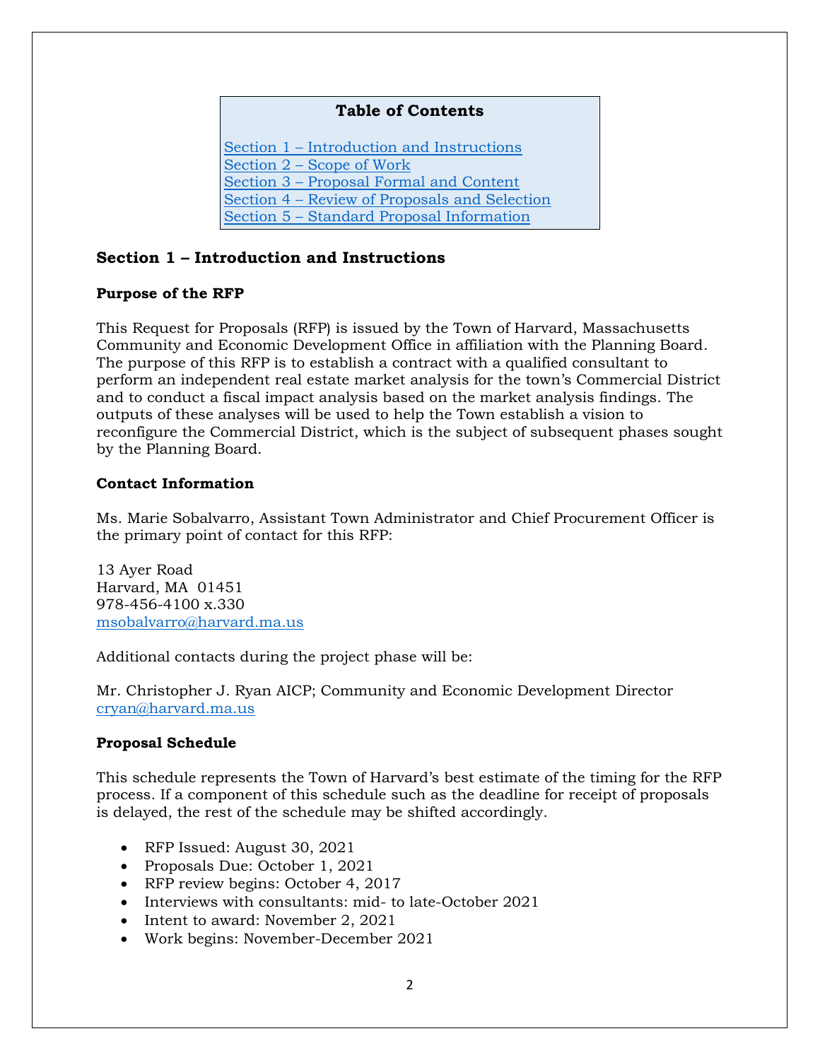## Table of Contents

[Section 1 – Introduction and Instructions](#)
[Section 2 – Scope of Work](#)
[Section 3 – Proposal Formal and Content](#)
[Section 4 – Review of Proposals and Selection](#)
[Section 5 – Standard Proposal Information](#)

## Section 1 – Introduction and Instructions

### Purpose of the RFP

This Request for Proposals (RFP) is issued by the Town of Harvard, Massachusetts Community and Economic Development Office in affiliation with the Planning Board. The purpose of this RFP is to establish a contract with a qualified consultant to perform an independent real estate market analysis for the town's Commercial District and to conduct a fiscal impact analysis based on the market analysis findings. The outputs of these analyses will be used to help the Town establish a vision to reconfigure the Commercial District, which is the subject of subsequent phases sought by the Planning Board.

### Contact Information

Ms. Marie Sobalvarro, Assistant Town Administrator and Chief Procurement Officer is the primary point of contact for this RFP:

13 Ayer Road
Harvard, MA 01451
978-456-4100 x.330
msobalvarro@harvard.ma.us

Additional contacts during the project phase will be:

Mr. Christopher J. Ryan AICP; Community and Economic Development Director
cryan@harvard.ma.us

### Proposal Schedule

This schedule represents the Town of Harvard's best estimate of the timing for the RFP process. If a component of this schedule such as the deadline for receipt of proposals is delayed, the rest of the schedule may be shifted accordingly.

- RFP Issued: August 30, 2021
- Proposals Due: October 1, 2021
- RFP review begins: October 4, 2017
- Interviews with consultants: mid- to late-October 2021
- Intent to award: November 2, 2021
- Work begins: November-December 2021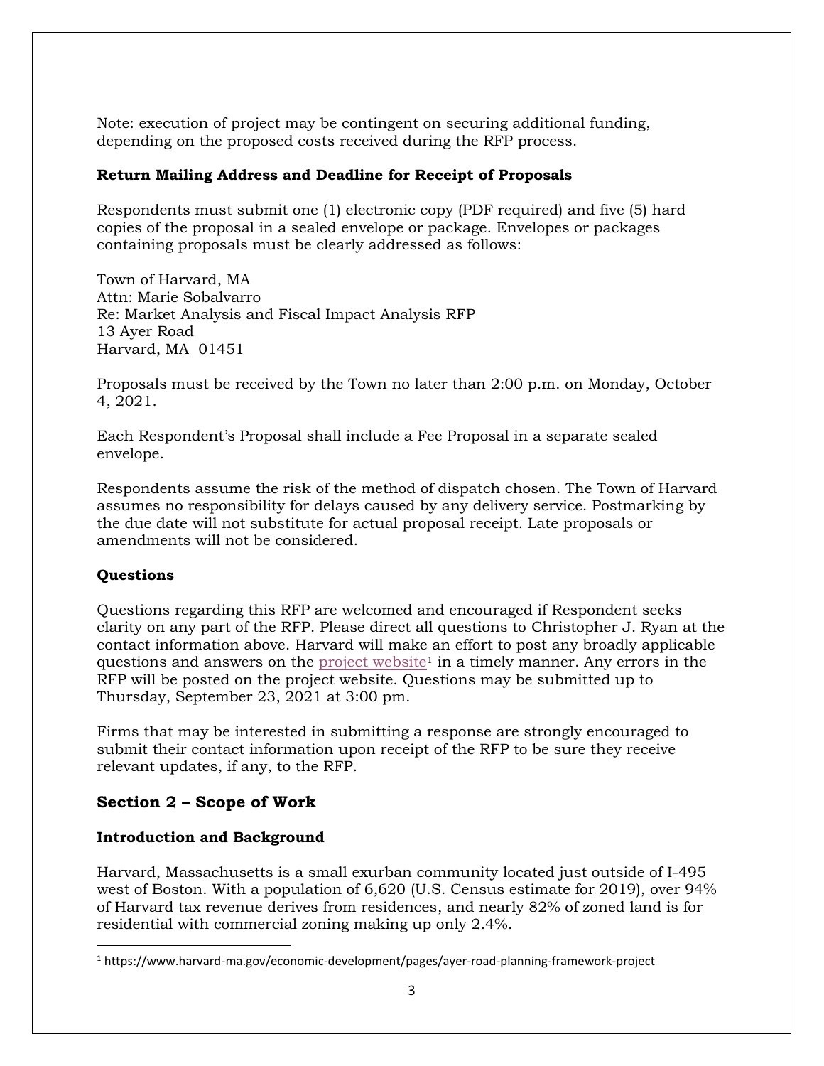Note: execution of project may be contingent on securing additional funding, depending on the proposed costs received during the RFP process.

**Return Mailing Address and Deadline for Receipt of Proposals**

Respondents must submit one (1) electronic copy (PDF required) and five (5) hard copies of the proposal in a sealed envelope or package. Envelopes or packages containing proposals must be clearly addressed as follows:

Town of Harvard, MA  
Attn: Marie Sobalvarro  
Re: Market Analysis and Fiscal Impact Analysis RFP  
13 Ayer Road  
Harvard, MA 01451

Proposals must be received by the Town no later than 2:00 p.m. on Monday, October 4, 2021.

Each Respondent's Proposal shall include a Fee Proposal in a separate sealed envelope.

Respondents assume the risk of the method of dispatch chosen. The Town of Harvard assumes no responsibility for delays caused by any delivery service. Postmarking by the due date will not substitute for actual proposal receipt. Late proposals or amendments will not be considered.

**Questions**

Questions regarding this RFP are welcomed and encouraged if Respondent seeks clarity on any part of the RFP. Please direct all questions to Christopher J. Ryan at the contact information above. Harvard will make an effort to post any broadly applicable questions and answers on the project website[1] in a timely manner. Any errors in the RFP will be posted on the project website. Questions may be submitted up to Thursday, September 23, 2021 at 3:00 pm.

Firms that may be interested in submitting a response are strongly encouraged to submit their contact information upon receipt of the RFP to be sure they receive relevant updates, if any, to the RFP.

## Section 2 – Scope of Work

**Introduction and Background**

Harvard, Massachusetts is a small exurban community located just outside of I-495 west of Boston. With a population of 6,620 (U.S. Census estimate for 2019), over 94% of Harvard tax revenue derives from residences, and nearly 82% of zoned land is for residential with commercial zoning making up only 2.4%.

[1] https://www.harvard-ma.gov/economic-development/pages/ayer-road-planning-framework-project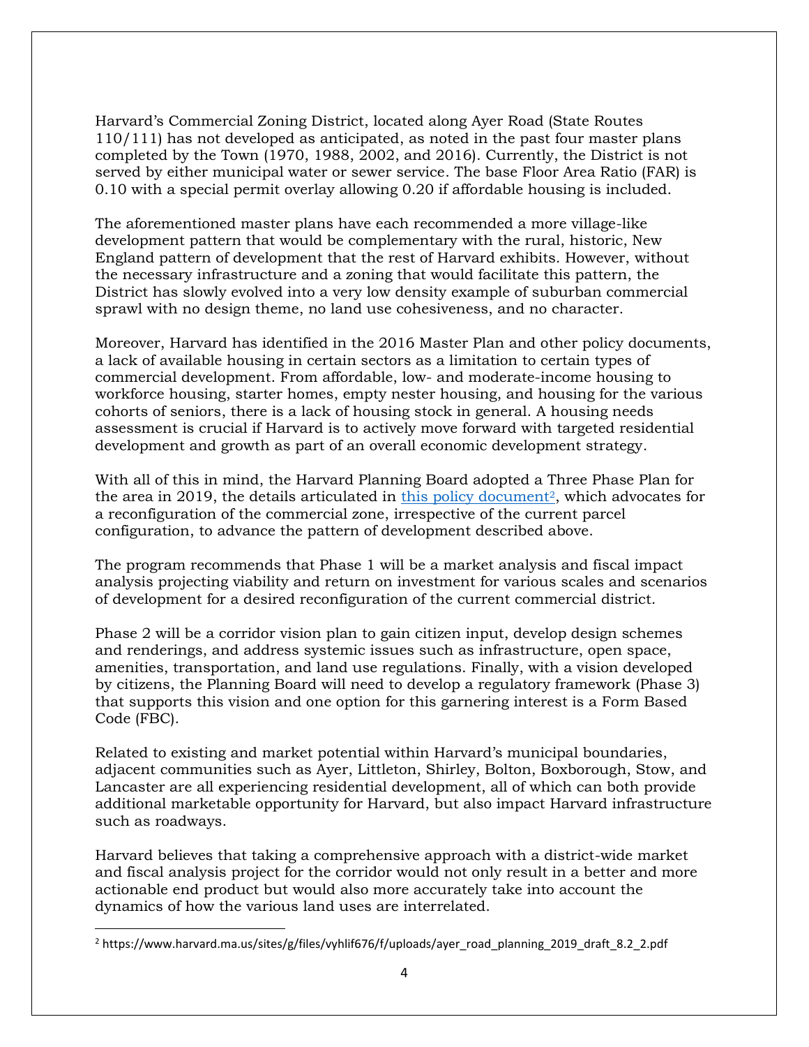Harvard's Commercial Zoning District, located along Ayer Road (State Routes 110/111) has not developed as anticipated, as noted in the past four master plans completed by the Town (1970, 1988, 2002, and 2016). Currently, the District is not served by either municipal water or sewer service. The base Floor Area Ratio (FAR) is 0.10 with a special permit overlay allowing 0.20 if affordable housing is included.

The aforementioned master plans have each recommended a more village-like development pattern that would be complementary with the rural, historic, New England pattern of development that the rest of Harvard exhibits. However, without the necessary infrastructure and a zoning that would facilitate this pattern, the District has slowly evolved into a very low density example of suburban commercial sprawl with no design theme, no land use cohesiveness, and no character.

Moreover, Harvard has identified in the 2016 Master Plan and other policy documents, a lack of available housing in certain sectors as a limitation to certain types of commercial development. From affordable, low- and moderate-income housing to workforce housing, starter homes, empty nester housing, and housing for the various cohorts of seniors, there is a lack of housing stock in general. A housing needs assessment is crucial if Harvard is to actively move forward with targeted residential development and growth as part of an overall economic development strategy.

With all of this in mind, the Harvard Planning Board adopted a Three Phase Plan for the area in 2019, the details articulated in this policy document[2], which advocates for a reconfiguration of the commercial zone, irrespective of the current parcel configuration, to advance the pattern of development described above.

The program recommends that Phase 1 will be a market analysis and fiscal impact analysis projecting viability and return on investment for various scales and scenarios of development for a desired reconfiguration of the current commercial district.

Phase 2 will be a corridor vision plan to gain citizen input, develop design schemes and renderings, and address systemic issues such as infrastructure, open space, amenities, transportation, and land use regulations. Finally, with a vision developed by citizens, the Planning Board will need to develop a regulatory framework (Phase 3) that supports this vision and one option for this garnering interest is a Form Based Code (FBC).

Related to existing and market potential within Harvard's municipal boundaries, adjacent communities such as Ayer, Littleton, Shirley, Bolton, Boxborough, Stow, and Lancaster are all experiencing residential development, all of which can both provide additional marketable opportunity for Harvard, but also impact Harvard infrastructure such as roadways.

Harvard believes that taking a comprehensive approach with a district-wide market and fiscal analysis project for the corridor would not only result in a better and more actionable end product but would also more accurately take into account the dynamics of how the various land uses are interrelated.

---

[2] https://www.harvard.ma.us/sites/g/files/vyhlif676/f/uploads/ayer_road_planning_2019_draft_8.2_2.pdf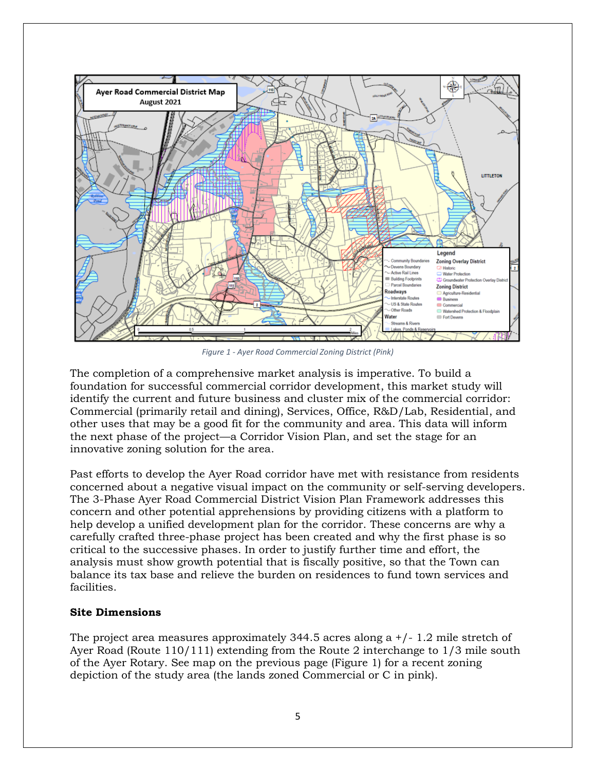Figure 1 - Ayer Road Commercial Zoning District (Pink)

The completion of a comprehensive market analysis is imperative. To build a foundation for successful commercial corridor development, this market study will identify the current and future business and cluster mix of the commercial corridor: Commercial (primarily retail and dining), Services, Office, R&D/Lab, Residential, and other uses that may be a good fit for the community and area. This data will inform the next phase of the project—a Corridor Vision Plan, and set the stage for an innovative zoning solution for the area.

Past efforts to develop the Ayer Road corridor have met with resistance from residents concerned about a negative visual impact on the community or self-serving developers. The 3-Phase Ayer Road Commercial District Vision Plan Framework addresses this concern and other potential apprehensions by providing citizens with a platform to help develop a unified development plan for the corridor. These concerns are why a carefully crafted three-phase project has been created and why the first phase is so critical to the successive phases. In order to justify further time and effort, the analysis must show growth potential that is fiscally positive, so that the Town can balance its tax base and relieve the burden on residences to fund town services and facilities.

**Site Dimensions**

The project area measures approximately 344.5 acres along a +/- 1.2 mile stretch of Ayer Road (Route 110/111) extending from the Route 2 interchange to 1/3 mile south of the Ayer Rotary. See map on the previous page (Figure 1) for a recent zoning depiction of the study area (the lands zoned Commercial or C in pink).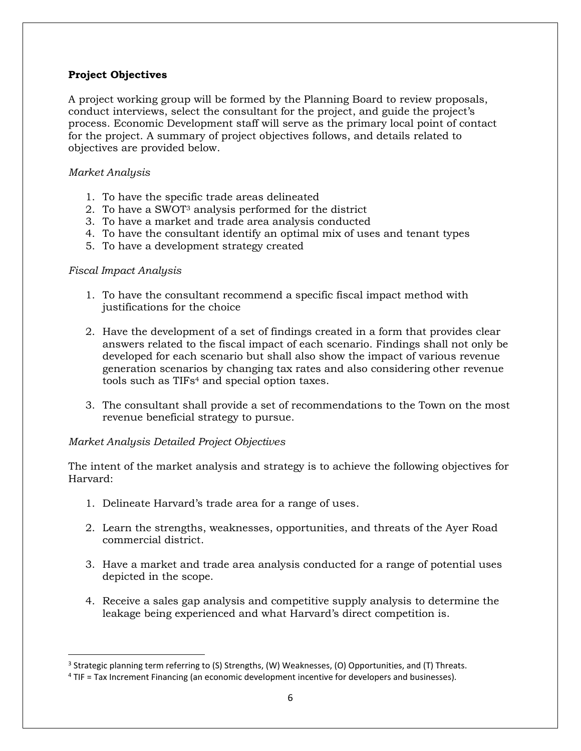**Project Objectives**

A project working group will be formed by the Planning Board to review proposals, conduct interviews, select the consultant for the project, and guide the project's process. Economic Development staff will serve as the primary local point of contact for the project. A summary of project objectives follows, and details related to objectives are provided below.

*Market Analysis*

1. To have the specific trade areas delineated
2. To have a SWOT[3] analysis performed for the district
3. To have a market and trade area analysis conducted
4. To have the consultant identify an optimal mix of uses and tenant types
5. To have a development strategy created

*Fiscal Impact Analysis*

1. To have the consultant recommend a specific fiscal impact method with justifications for the choice

2. Have the development of a set of findings created in a form that provides clear answers related to the fiscal impact of each scenario. Findings shall not only be developed for each scenario but shall also show the impact of various revenue generation scenarios by changing tax rates and also considering other revenue tools such as TIFs[4] and special option taxes.

3. The consultant shall provide a set of recommendations to the Town on the most revenue beneficial strategy to pursue.

*Market Analysis Detailed Project Objectives*

The intent of the market analysis and strategy is to achieve the following objectives for Harvard:

1. Delineate Harvard's trade area for a range of uses.

2. Learn the strengths, weaknesses, opportunities, and threats of the Ayer Road commercial district.

3. Have a market and trade area analysis conducted for a range of potential uses depicted in the scope.

4. Receive a sales gap analysis and competitive supply analysis to determine the leakage being experienced and what Harvard's direct competition is.

---

[3] Strategic planning term referring to (S) Strengths, (W) Weaknesses, (O) Opportunities, and (T) Threats.

[4] TIF = Tax Increment Financing (an economic development incentive for developers and businesses).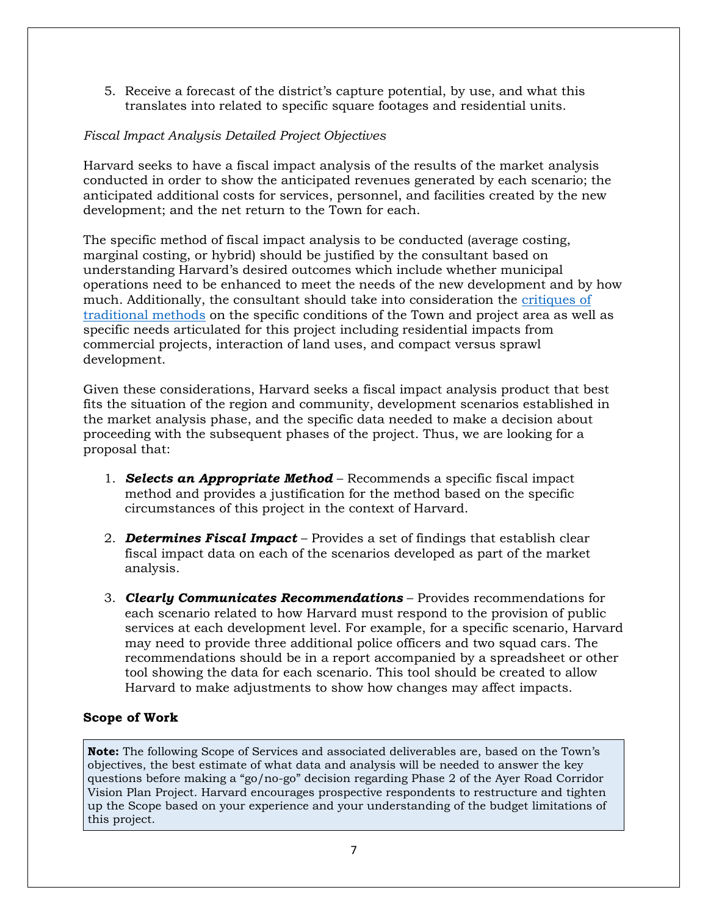5. Receive a forecast of the district's capture potential, by use, and what this translates into related to specific square footages and residential units.

*Fiscal Impact Analysis Detailed Project Objectives*

Harvard seeks to have a fiscal impact analysis of the results of the market analysis conducted in order to show the anticipated revenues generated by each scenario; the anticipated additional costs for services, personnel, and facilities created by the new development; and the net return to the Town for each.

The specific method of fiscal impact analysis to be conducted (average costing, marginal costing, or hybrid) should be justified by the consultant based on understanding Harvard's desired outcomes which include whether municipal operations need to be enhanced to meet the needs of the new development and by how much. Additionally, the consultant should take into consideration the critiques of traditional methods on the specific conditions of the Town and project area as well as specific needs articulated for this project including residential impacts from commercial projects, interaction of land uses, and compact versus sprawl development.

Given these considerations, Harvard seeks a fiscal impact analysis product that best fits the situation of the region and community, development scenarios established in the market analysis phase, and the specific data needed to make a decision about proceeding with the subsequent phases of the project. Thus, we are looking for a proposal that:

1. ***Selects an Appropriate Method*** – Recommends a specific fiscal impact method and provides a justification for the method based on the specific circumstances of this project in the context of Harvard.

2. ***Determines Fiscal Impact*** – Provides a set of findings that establish clear fiscal impact data on each of the scenarios developed as part of the market analysis.

3. ***Clearly Communicates Recommendations*** – Provides recommendations for each scenario related to how Harvard must respond to the provision of public services at each development level. For example, for a specific scenario, Harvard may need to provide three additional police officers and two squad cars. The recommendations should be in a report accompanied by a spreadsheet or other tool showing the data for each scenario. This tool should be created to allow Harvard to make adjustments to show how changes may affect impacts.

**Scope of Work**

**Note:** The following Scope of Services and associated deliverables are, based on the Town's objectives, the best estimate of what data and analysis will be needed to answer the key questions before making a "go/no-go" decision regarding Phase 2 of the Ayer Road Corridor Vision Plan Project. Harvard encourages prospective respondents to restructure and tighten up the Scope based on your experience and your understanding of the budget limitations of this project.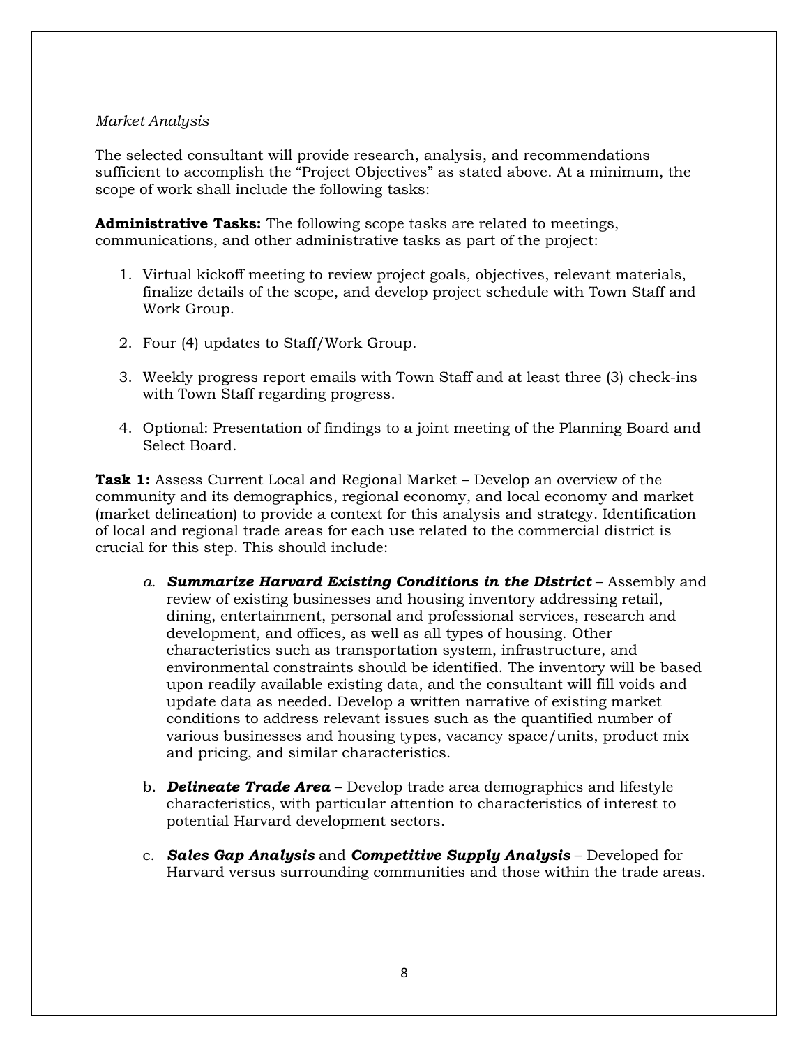*Market Analysis*

The selected consultant will provide research, analysis, and recommendations sufficient to accomplish the "Project Objectives" as stated above. At a minimum, the scope of work shall include the following tasks:

**Administrative Tasks:** The following scope tasks are related to meetings, communications, and other administrative tasks as part of the project:

1. Virtual kickoff meeting to review project goals, objectives, relevant materials, finalize details of the scope, and develop project schedule with Town Staff and Work Group.

2. Four (4) updates to Staff/Work Group.

3. Weekly progress report emails with Town Staff and at least three (3) check-ins with Town Staff regarding progress.

4. Optional: Presentation of findings to a joint meeting of the Planning Board and Select Board.

**Task 1:** Assess Current Local and Regional Market – Develop an overview of the community and its demographics, regional economy, and local economy and market (market delineation) to provide a context for this analysis and strategy. Identification of local and regional trade areas for each use related to the commercial district is crucial for this step. This should include:

a. ***Summarize Harvard Existing Conditions in the District*** – Assembly and review of existing businesses and housing inventory addressing retail, dining, entertainment, personal and professional services, research and development, and offices, as well as all types of housing. Other characteristics such as transportation system, infrastructure, and environmental constraints should be identified. The inventory will be based upon readily available existing data, and the consultant will fill voids and update data as needed. Develop a written narrative of existing market conditions to address relevant issues such as the quantified number of various businesses and housing types, vacancy space/units, product mix and pricing, and similar characteristics.

b. ***Delineate Trade Area*** – Develop trade area demographics and lifestyle characteristics, with particular attention to characteristics of interest to potential Harvard development sectors.

c. ***Sales Gap Analysis*** and ***Competitive Supply Analysis*** – Developed for Harvard versus surrounding communities and those within the trade areas.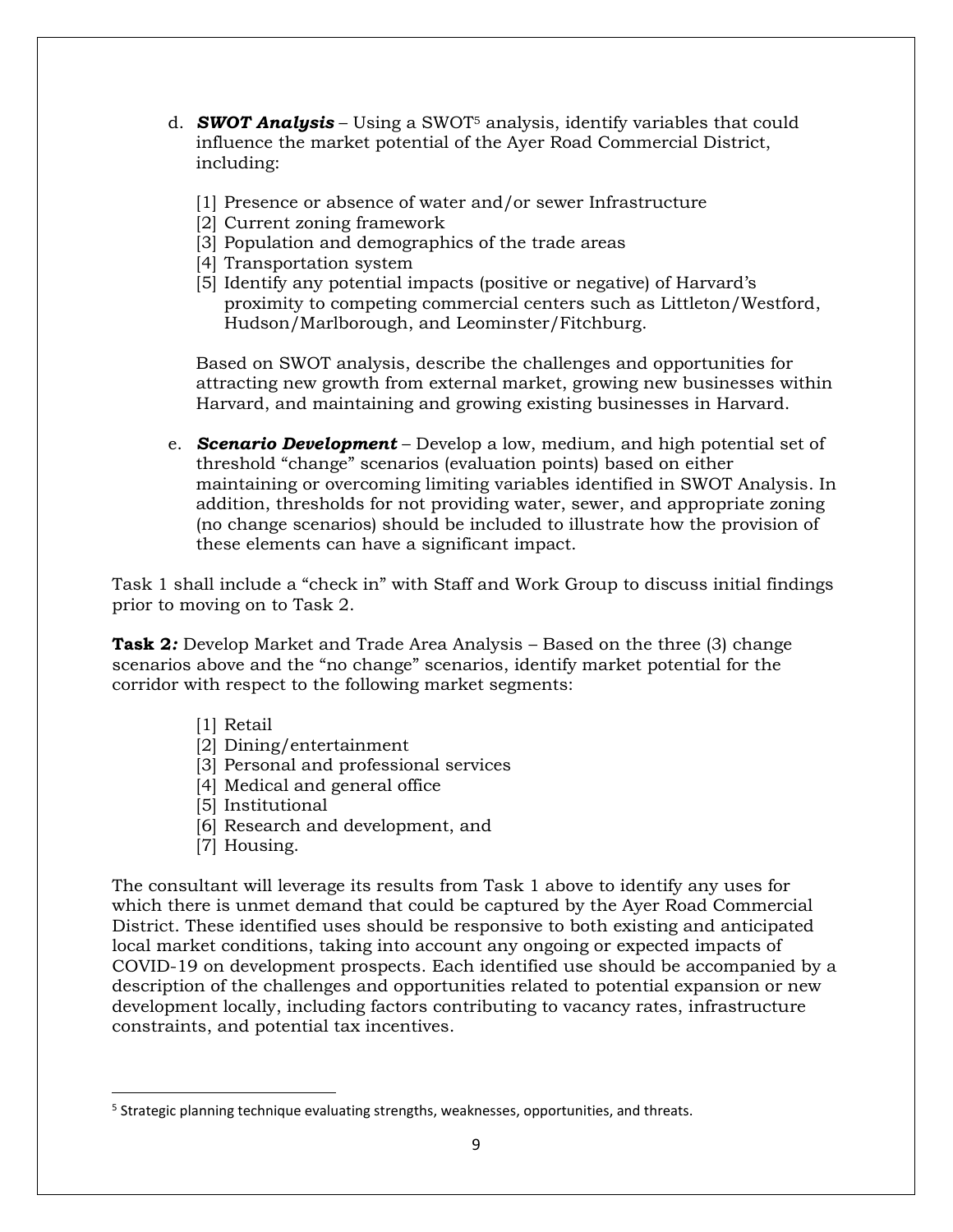d. ***SWOT Analysis*** – Using a SWOT[5] analysis, identify variables that could influence the market potential of the Ayer Road Commercial District, including:

[1] Presence or absence of water and/or sewer Infrastructure
[2] Current zoning framework
[3] Population and demographics of the trade areas
[4] Transportation system
[5] Identify any potential impacts (positive or negative) of Harvard's proximity to competing commercial centers such as Littleton/Westford, Hudson/Marlborough, and Leominster/Fitchburg.

Based on SWOT analysis, describe the challenges and opportunities for attracting new growth from external market, growing new businesses within Harvard, and maintaining and growing existing businesses in Harvard.

e. ***Scenario Development*** – Develop a low, medium, and high potential set of threshold "change" scenarios (evaluation points) based on either maintaining or overcoming limiting variables identified in SWOT Analysis. In addition, thresholds for not providing water, sewer, and appropriate zoning (no change scenarios) should be included to illustrate how the provision of these elements can have a significant impact.

Task 1 shall include a "check in" with Staff and Work Group to discuss initial findings prior to moving on to Task 2.

**Task 2*:*** Develop Market and Trade Area Analysis – Based on the three (3) change scenarios above and the "no change" scenarios, identify market potential for the corridor with respect to the following market segments:

[1] Retail
[2] Dining/entertainment
[3] Personal and professional services
[4] Medical and general office
[5] Institutional
[6] Research and development, and
[7] Housing.

The consultant will leverage its results from Task 1 above to identify any uses for which there is unmet demand that could be captured by the Ayer Road Commercial District. These identified uses should be responsive to both existing and anticipated local market conditions, taking into account any ongoing or expected impacts of COVID-19 on development prospects. Each identified use should be accompanied by a description of the challenges and opportunities related to potential expansion or new development locally, including factors contributing to vacancy rates, infrastructure constraints, and potential tax incentives.

---

[5] Strategic planning technique evaluating strengths, weaknesses, opportunities, and threats.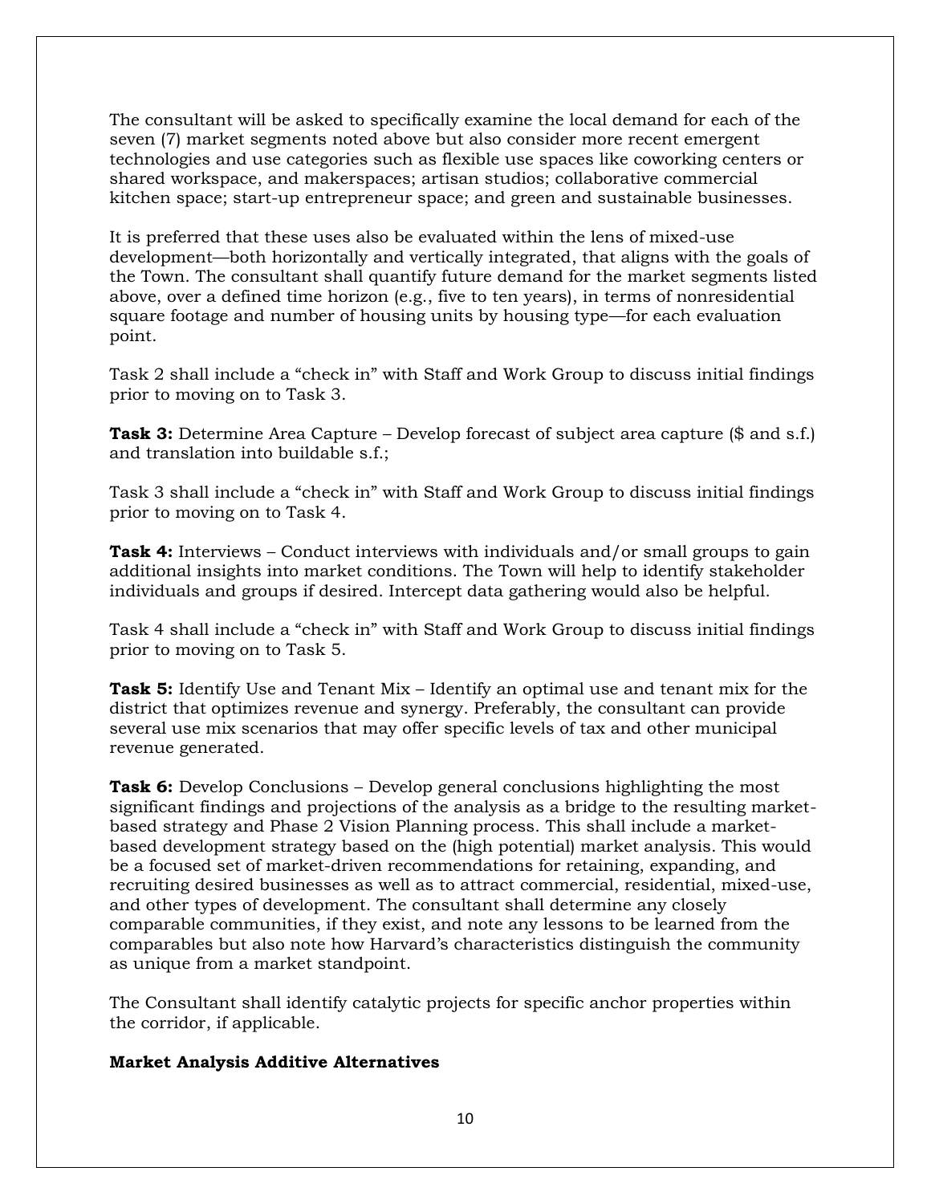The consultant will be asked to specifically examine the local demand for each of the seven (7) market segments noted above but also consider more recent emergent technologies and use categories such as flexible use spaces like coworking centers or shared workspace, and makerspaces; artisan studios; collaborative commercial kitchen space; start-up entrepreneur space; and green and sustainable businesses.

It is preferred that these uses also be evaluated within the lens of mixed-use development—both horizontally and vertically integrated, that aligns with the goals of the Town. The consultant shall quantify future demand for the market segments listed above, over a defined time horizon (e.g., five to ten years), in terms of nonresidential square footage and number of housing units by housing type—for each evaluation point.

Task 2 shall include a "check in" with Staff and Work Group to discuss initial findings prior to moving on to Task 3.

**Task 3:** Determine Area Capture – Develop forecast of subject area capture ($ and s.f.) and translation into buildable s.f.;

Task 3 shall include a "check in" with Staff and Work Group to discuss initial findings prior to moving on to Task 4.

**Task 4:** Interviews – Conduct interviews with individuals and/or small groups to gain additional insights into market conditions. The Town will help to identify stakeholder individuals and groups if desired. Intercept data gathering would also be helpful.

Task 4 shall include a "check in" with Staff and Work Group to discuss initial findings prior to moving on to Task 5.

**Task 5:** Identify Use and Tenant Mix – Identify an optimal use and tenant mix for the district that optimizes revenue and synergy. Preferably, the consultant can provide several use mix scenarios that may offer specific levels of tax and other municipal revenue generated.

**Task 6:** Develop Conclusions – Develop general conclusions highlighting the most significant findings and projections of the analysis as a bridge to the resulting market-based strategy and Phase 2 Vision Planning process. This shall include a market-based development strategy based on the (high potential) market analysis. This would be a focused set of market-driven recommendations for retaining, expanding, and recruiting desired businesses as well as to attract commercial, residential, mixed-use, and other types of development. The consultant shall determine any closely comparable communities, if they exist, and note any lessons to be learned from the comparables but also note how Harvard's characteristics distinguish the community as unique from a market standpoint.

The Consultant shall identify catalytic projects for specific anchor properties within the corridor, if applicable.

**Market Analysis Additive Alternatives**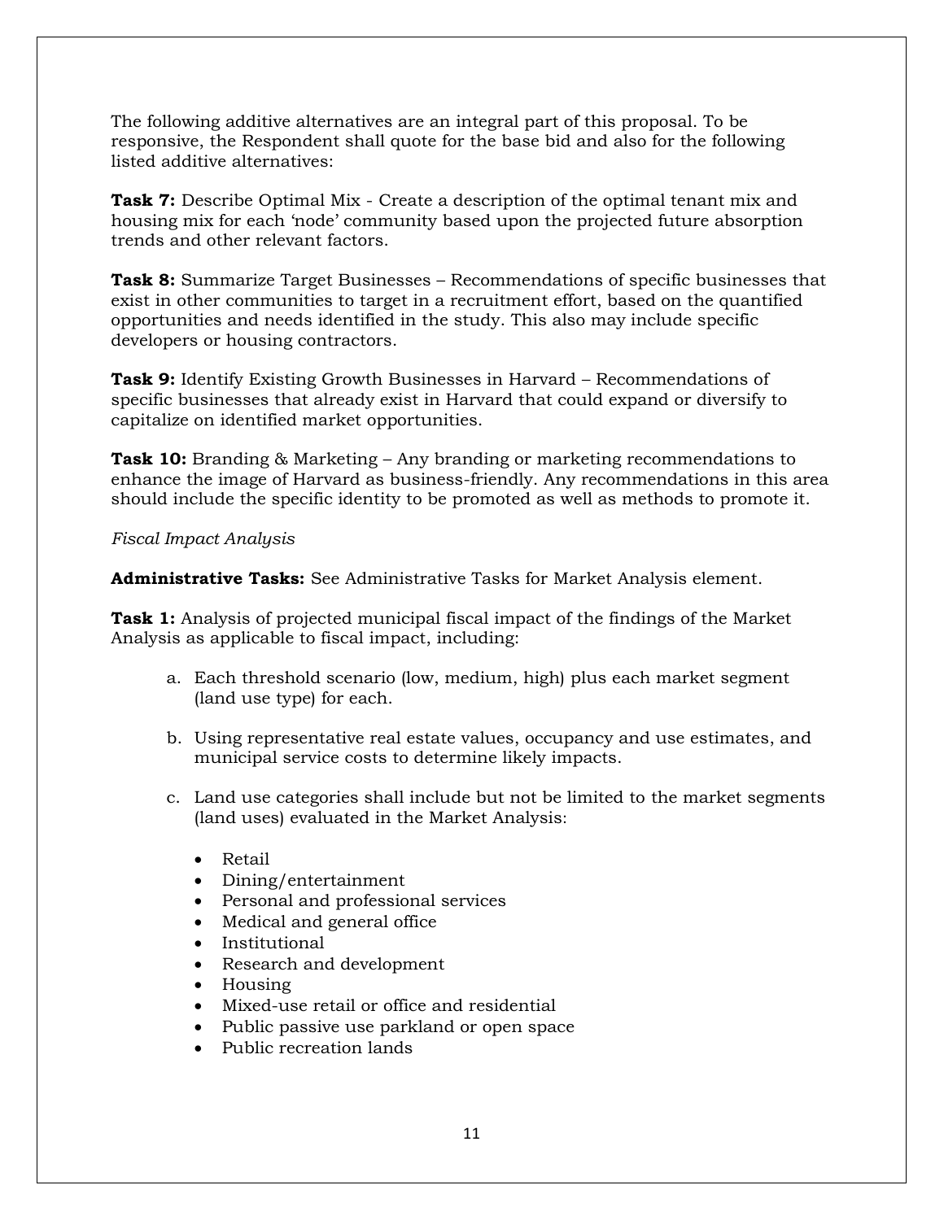The following additive alternatives are an integral part of this proposal. To be responsive, the Respondent shall quote for the base bid and also for the following listed additive alternatives:

**Task 7:** Describe Optimal Mix - Create a description of the optimal tenant mix and housing mix for each 'node' community based upon the projected future absorption trends and other relevant factors.

**Task 8:** Summarize Target Businesses – Recommendations of specific businesses that exist in other communities to target in a recruitment effort, based on the quantified opportunities and needs identified in the study. This also may include specific developers or housing contractors.

**Task 9:** Identify Existing Growth Businesses in Harvard – Recommendations of specific businesses that already exist in Harvard that could expand or diversify to capitalize on identified market opportunities.

**Task 10:** Branding & Marketing – Any branding or marketing recommendations to enhance the image of Harvard as business-friendly. Any recommendations in this area should include the specific identity to be promoted as well as methods to promote it.

*Fiscal Impact Analysis*

**Administrative Tasks:** See Administrative Tasks for Market Analysis element.

**Task 1:** Analysis of projected municipal fiscal impact of the findings of the Market Analysis as applicable to fiscal impact, including:

a. Each threshold scenario (low, medium, high) plus each market segment (land use type) for each.

b. Using representative real estate values, occupancy and use estimates, and municipal service costs to determine likely impacts.

c. Land use categories shall include but not be limited to the market segments (land uses) evaluated in the Market Analysis:

   - Retail
   - Dining/entertainment
   - Personal and professional services
   - Medical and general office
   - Institutional
   - Research and development
   - Housing
   - Mixed-use retail or office and residential
   - Public passive use parkland or open space
   - Public recreation lands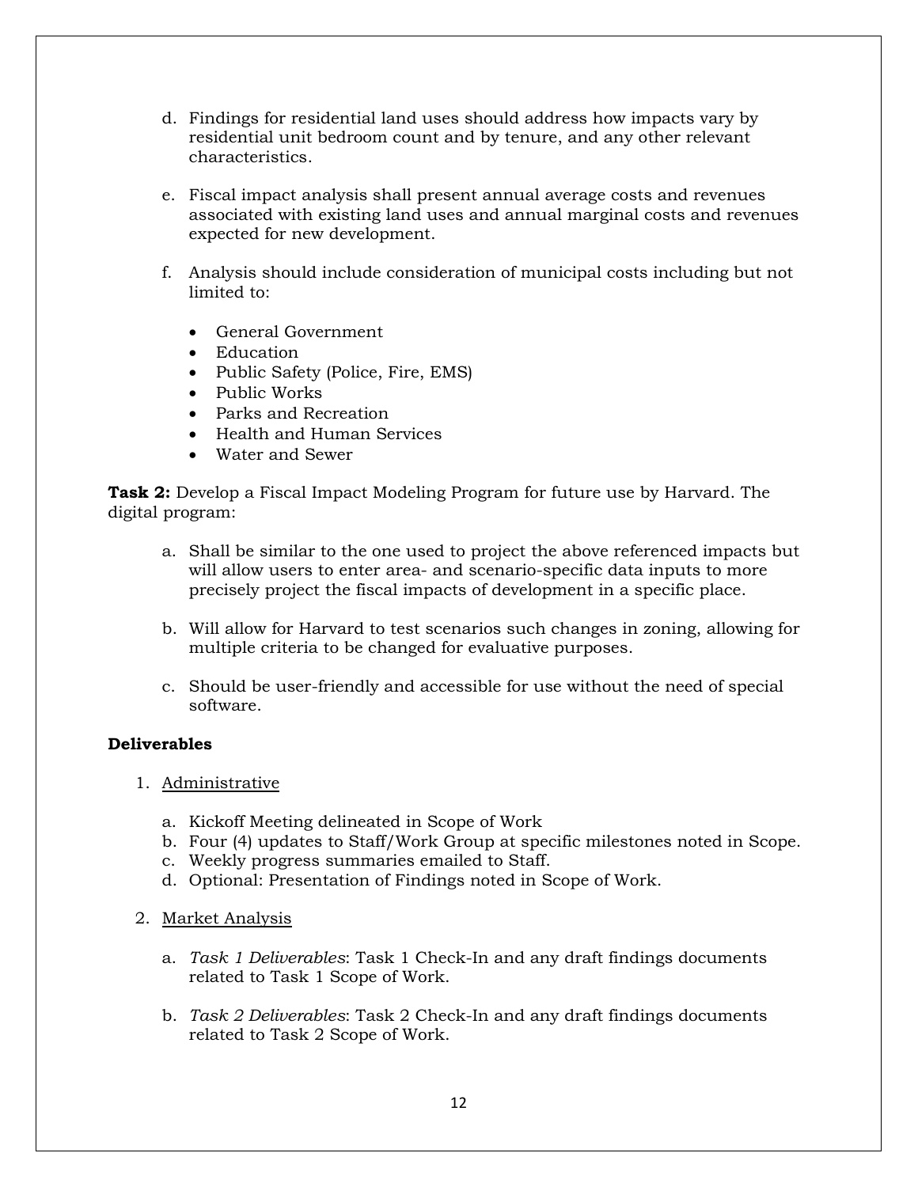d. Findings for residential land uses should address how impacts vary by residential unit bedroom count and by tenure, and any other relevant characteristics.

e. Fiscal impact analysis shall present annual average costs and revenues associated with existing land uses and annual marginal costs and revenues expected for new development.

f. Analysis should include consideration of municipal costs including but not limited to:

- General Government
- Education
- Public Safety (Police, Fire, EMS)
- Public Works
- Parks and Recreation
- Health and Human Services
- Water and Sewer

**Task 2:** Develop a Fiscal Impact Modeling Program for future use by Harvard. The digital program:

a. Shall be similar to the one used to project the above referenced impacts but will allow users to enter area- and scenario-specific data inputs to more precisely project the fiscal impacts of development in a specific place.

b. Will allow for Harvard to test scenarios such changes in zoning, allowing for multiple criteria to be changed for evaluative purposes.

c. Should be user-friendly and accessible for use without the need of special software.

**Deliverables**

1. Administrative

   a. Kickoff Meeting delineated in Scope of Work
   b. Four (4) updates to Staff/Work Group at specific milestones noted in Scope.
   c. Weekly progress summaries emailed to Staff.
   d. Optional: Presentation of Findings noted in Scope of Work.

2. Market Analysis

   a. *Task 1 Deliverables*: Task 1 Check-In and any draft findings documents related to Task 1 Scope of Work.

   b. *Task 2 Deliverables*: Task 2 Check-In and any draft findings documents related to Task 2 Scope of Work.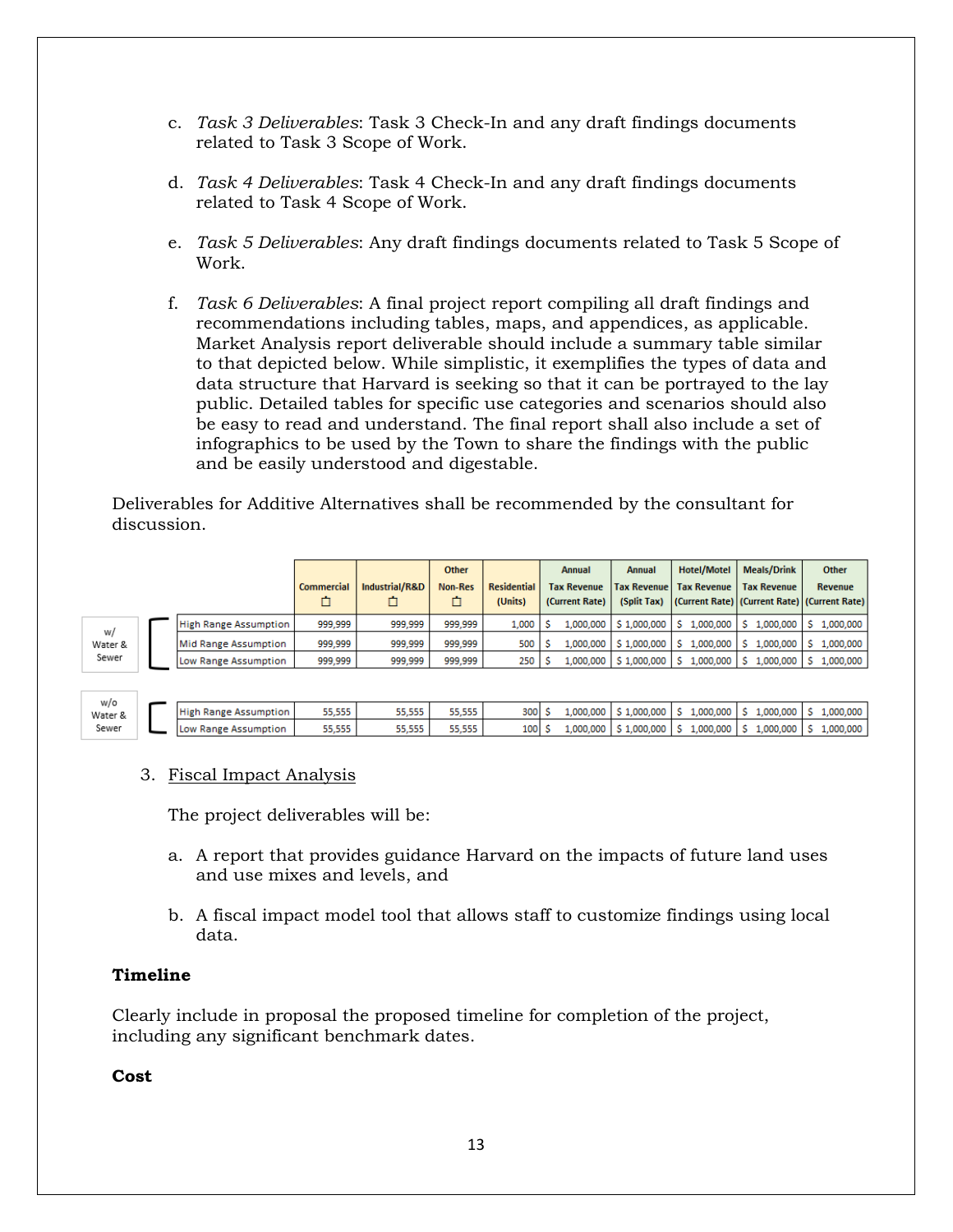c. *Task 3 Deliverables*: Task 3 Check-In and any draft findings documents related to Task 3 Scope of Work.

d. *Task 4 Deliverables*: Task 4 Check-In and any draft findings documents related to Task 4 Scope of Work.

e. *Task 5 Deliverables*: Any draft findings documents related to Task 5 Scope of Work.

f. *Task 6 Deliverables*: A final project report compiling all draft findings and recommendations including tables, maps, and appendices, as applicable. Market Analysis report deliverable should include a summary table similar to that depicted below. While simplistic, it exemplifies the types of data and data structure that Harvard is seeking so that it can be portrayed to the lay public. Detailed tables for specific use categories and scenarios should also be easy to read and understand. The final report shall also include a set of infographics to be used by the Town to share the findings with the public and be easily understood and digestable.

Deliverables for Additive Alternatives shall be recommended by the consultant for discussion.

| | | Commercial ☐ | Industrial/R&D ☐ | Other Non-Res ☐ | Residential (Units) | Annual Tax Revenue (Current Rate) | Annual Tax Revenue (Split Tax) | Hotel/Motel Tax Revenue (Current Rate) | Meals/Drink Tax Revenue (Current Rate) | Other Revenue (Current Rate) |
|---|---|---|---|---|---|---|---|---|---|---|
| w/ Water & Sewer | High Range Assumption | 999,999 | 999,999 | 999,999 | 1,000 | $ 1,000,000 | $ 1,000,000 | $ 1,000,000 | $ 1,000,000 | $ 1,000,000 |
| | Mid Range Assumption | 999,999 | 999,999 | 999,999 | 500 | $ 1,000,000 | $ 1,000,000 | $ 1,000,000 | $ 1,000,000 | $ 1,000,000 |
| | Low Range Assumption | 999,999 | 999,999 | 999,999 | 250 | $ 1,000,000 | $ 1,000,000 | $ 1,000,000 | $ 1,000,000 | $ 1,000,000 |
| w/o Water & Sewer | High Range Assumption | 55,555 | 55,555 | 55,555 | 300 | $ 1,000,000 | $ 1,000,000 | $ 1,000,000 | $ 1,000,000 | $ 1,000,000 |
| | Low Range Assumption | 55,555 | 55,555 | 55,555 | 100 | $ 1,000,000 | $ 1,000,000 | $ 1,000,000 | $ 1,000,000 | $ 1,000,000 |

3. Fiscal Impact Analysis

   The project deliverables will be:

   a. A report that provides guidance Harvard on the impacts of future land uses and use mixes and levels, and

   b. A fiscal impact model tool that allows staff to customize findings using local data.

**Timeline**

Clearly include in proposal the proposed timeline for completion of the project, including any significant benchmark dates.

**Cost**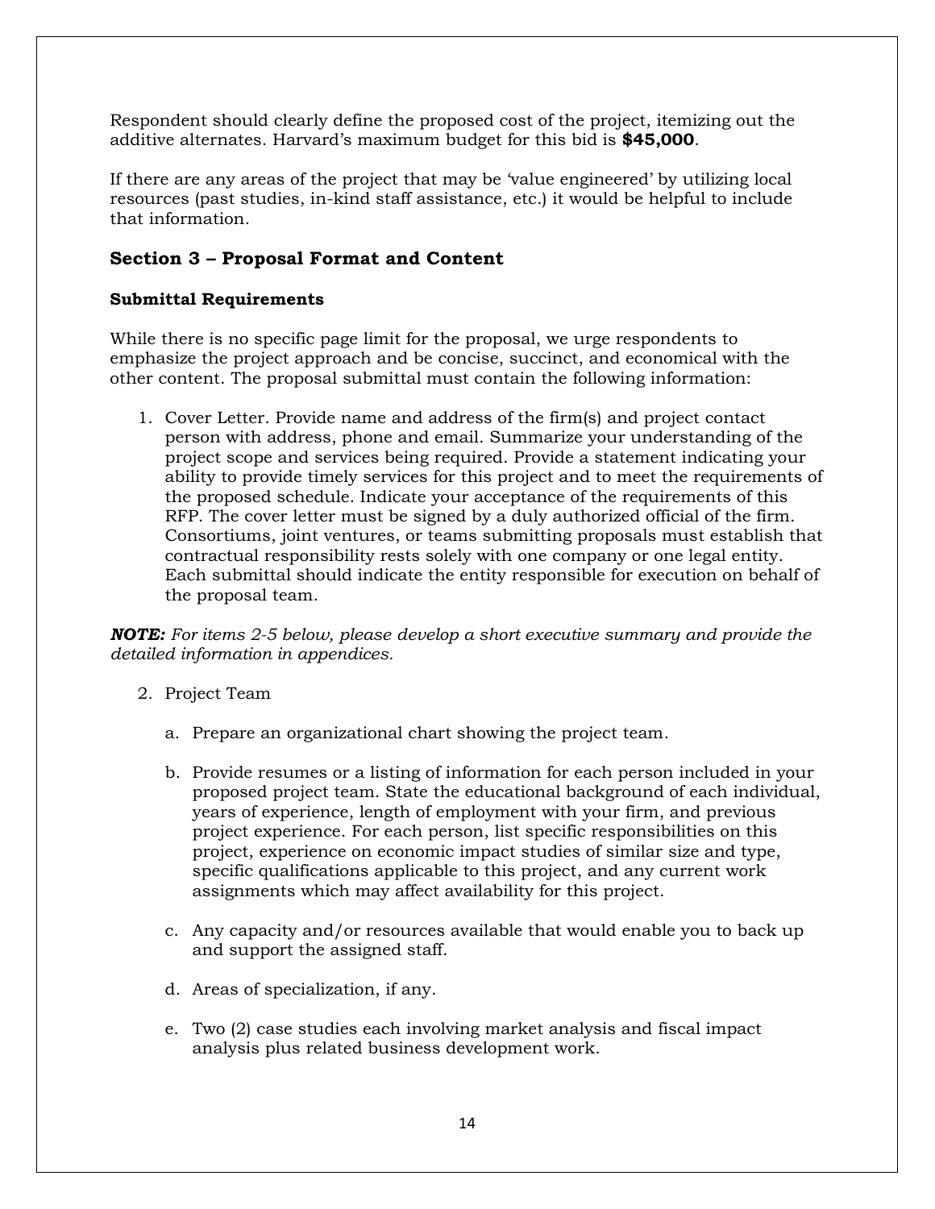Respondent should clearly define the proposed cost of the project, itemizing out the additive alternates. Harvard's maximum budget for this bid is **$45,000**.

If there are any areas of the project that may be 'value engineered' by utilizing local resources (past studies, in-kind staff assistance, etc.) it would be helpful to include that information.

## Section 3 – Proposal Format and Content

### Submittal Requirements

While there is no specific page limit for the proposal, we urge respondents to emphasize the project approach and be concise, succinct, and economical with the other content. The proposal submittal must contain the following information:

1. Cover Letter. Provide name and address of the firm(s) and project contact person with address, phone and email. Summarize your understanding of the project scope and services being required. Provide a statement indicating your ability to provide timely services for this project and to meet the requirements of the proposed schedule. Indicate your acceptance of the requirements of this RFP. The cover letter must be signed by a duly authorized official of the firm. Consortiums, joint ventures, or teams submitting proposals must establish that contractual responsibility rests solely with one company or one legal entity. Each submittal should indicate the entity responsible for execution on behalf of the proposal team.

***NOTE:*** *For items 2-5 below, please develop a short executive summary and provide the detailed information in appendices.*

2. Project Team

   a. Prepare an organizational chart showing the project team.

   b. Provide resumes or a listing of information for each person included in your proposed project team. State the educational background of each individual, years of experience, length of employment with your firm, and previous project experience. For each person, list specific responsibilities on this project, experience on economic impact studies of similar size and type, specific qualifications applicable to this project, and any current work assignments which may affect availability for this project.

   c. Any capacity and/or resources available that would enable you to back up and support the assigned staff.

   d. Areas of specialization, if any.

   e. Two (2) case studies each involving market analysis and fiscal impact analysis plus related business development work.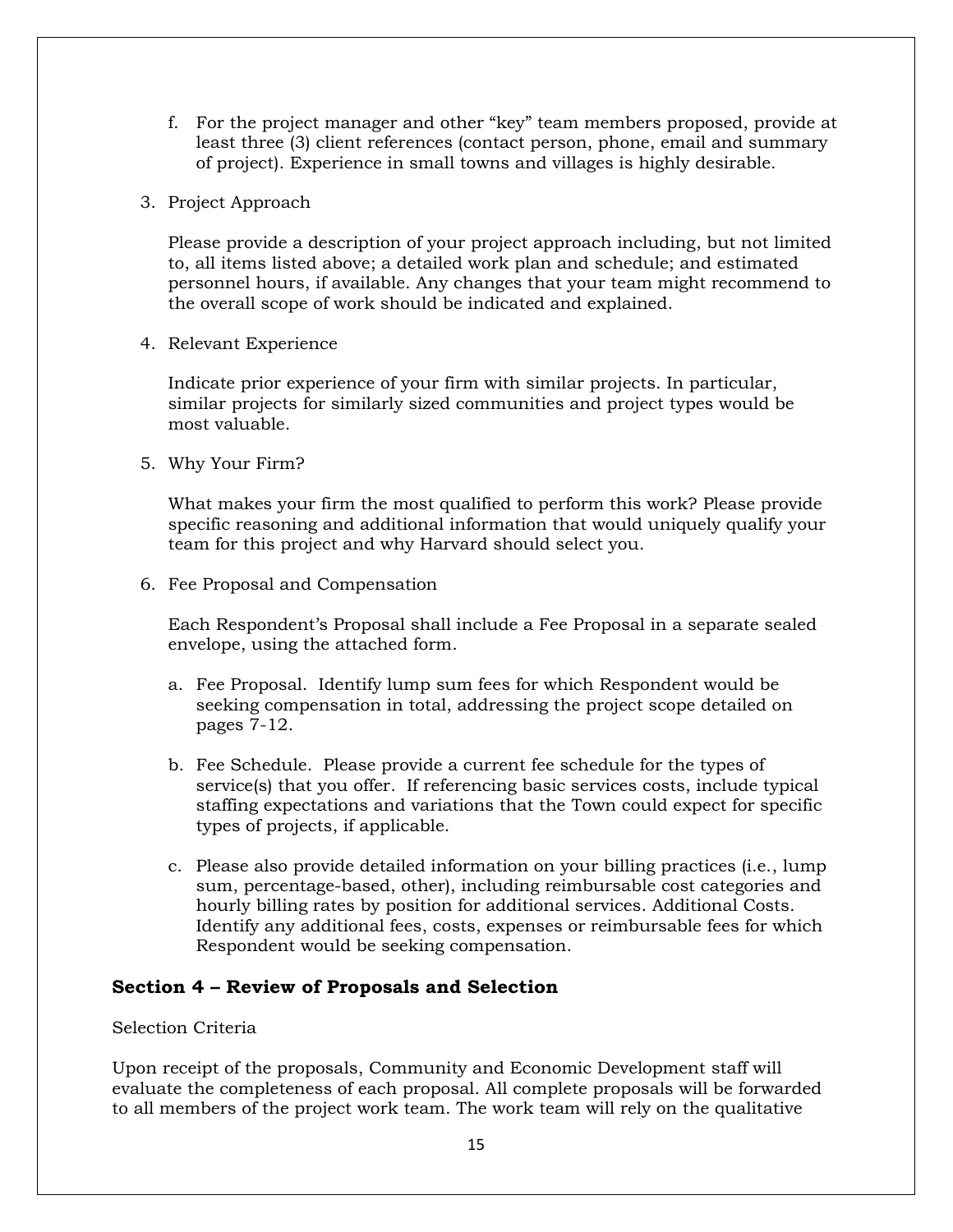f. For the project manager and other "key" team members proposed, provide at least three (3) client references (contact person, phone, email and summary of project). Experience in small towns and villages is highly desirable.

3. Project Approach

   Please provide a description of your project approach including, but not limited to, all items listed above; a detailed work plan and schedule; and estimated personnel hours, if available. Any changes that your team might recommend to the overall scope of work should be indicated and explained.

4. Relevant Experience

   Indicate prior experience of your firm with similar projects. In particular, similar projects for similarly sized communities and project types would be most valuable.

5. Why Your Firm?

   What makes your firm the most qualified to perform this work? Please provide specific reasoning and additional information that would uniquely qualify your team for this project and why Harvard should select you.

6. Fee Proposal and Compensation

   Each Respondent's Proposal shall include a Fee Proposal in a separate sealed envelope, using the attached form.

   a. Fee Proposal. Identify lump sum fees for which Respondent would be seeking compensation in total, addressing the project scope detailed on pages 7-12.

   b. Fee Schedule. Please provide a current fee schedule for the types of service(s) that you offer. If referencing basic services costs, include typical staffing expectations and variations that the Town could expect for specific types of projects, if applicable.

   c. Please also provide detailed information on your billing practices (i.e., lump sum, percentage-based, other), including reimbursable cost categories and hourly billing rates by position for additional services. Additional Costs. Identify any additional fees, costs, expenses or reimbursable fees for which Respondent would be seeking compensation.

## Section 4 – Review of Proposals and Selection

Selection Criteria

Upon receipt of the proposals, Community and Economic Development staff will evaluate the completeness of each proposal. All complete proposals will be forwarded to all members of the project work team. The work team will rely on the qualitative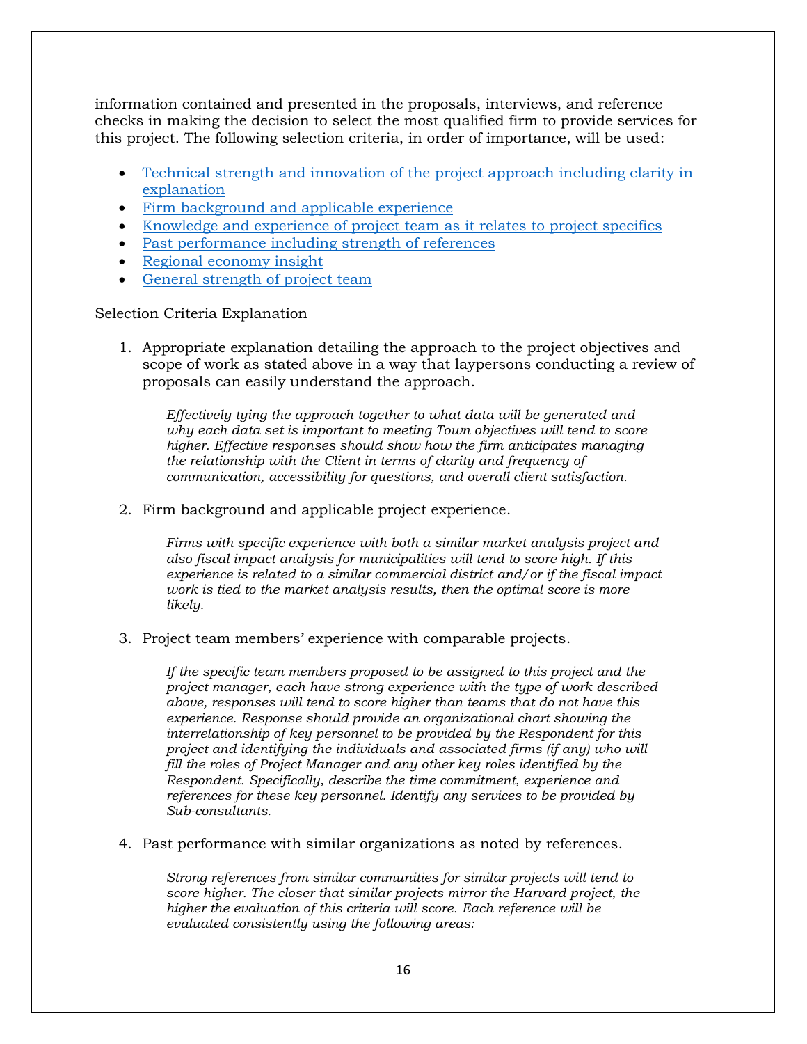information contained and presented in the proposals, interviews, and reference checks in making the decision to select the most qualified firm to provide services for this project. The following selection criteria, in order of importance, will be used:

- Technical strength and innovation of the project approach including clarity in explanation
- Firm background and applicable experience
- Knowledge and experience of project team as it relates to project specifics
- Past performance including strength of references
- Regional economy insight
- General strength of project team

Selection Criteria Explanation

1. Appropriate explanation detailing the approach to the project objectives and scope of work as stated above in a way that laypersons conducting a review of proposals can easily understand the approach.

   *Effectively tying the approach together to what data will be generated and why each data set is important to meeting Town objectives will tend to score higher. Effective responses should show how the firm anticipates managing the relationship with the Client in terms of clarity and frequency of communication, accessibility for questions, and overall client satisfaction.*

2. Firm background and applicable project experience.

   *Firms with specific experience with both a similar market analysis project and also fiscal impact analysis for municipalities will tend to score high. If this experience is related to a similar commercial district and/or if the fiscal impact work is tied to the market analysis results, then the optimal score is more likely.*

3. Project team members' experience with comparable projects.

   *If the specific team members proposed to be assigned to this project and the project manager, each have strong experience with the type of work described above, responses will tend to score higher than teams that do not have this experience. Response should provide an organizational chart showing the interrelationship of key personnel to be provided by the Respondent for this project and identifying the individuals and associated firms (if any) who will fill the roles of Project Manager and any other key roles identified by the Respondent. Specifically, describe the time commitment, experience and references for these key personnel. Identify any services to be provided by Sub-consultants.*

4. Past performance with similar organizations as noted by references.

   *Strong references from similar communities for similar projects will tend to score higher. The closer that similar projects mirror the Harvard project, the higher the evaluation of this criteria will score. Each reference will be evaluated consistently using the following areas:*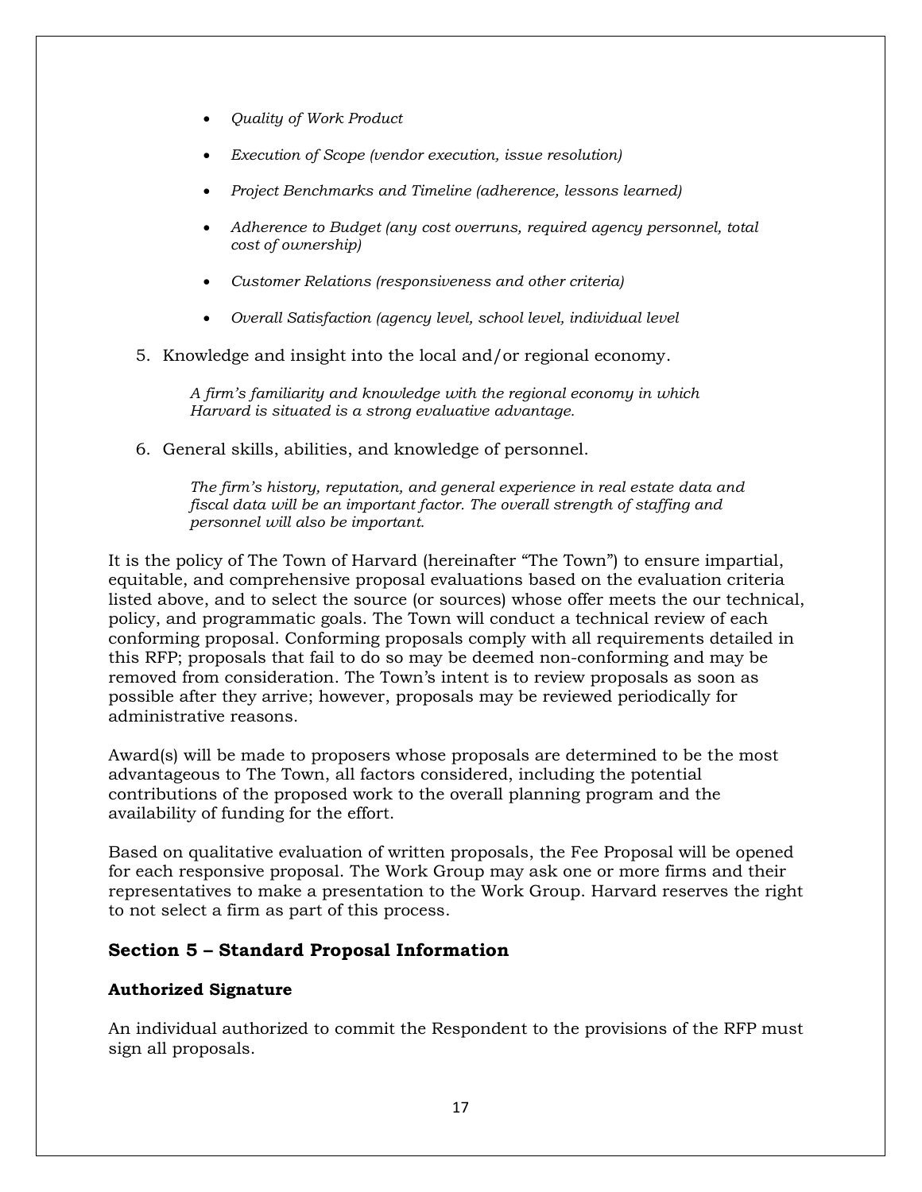- *Quality of Work Product*
- *Execution of Scope (vendor execution, issue resolution)*
- *Project Benchmarks and Timeline (adherence, lessons learned)*
- *Adherence to Budget (any cost overruns, required agency personnel, total cost of ownership)*
- *Customer Relations (responsiveness and other criteria)*
- *Overall Satisfaction (agency level, school level, individual level*

5. Knowledge and insight into the local and/or regional economy.

   *A firm's familiarity and knowledge with the regional economy in which Harvard is situated is a strong evaluative advantage.*

6. General skills, abilities, and knowledge of personnel.

   *The firm's history, reputation, and general experience in real estate data and fiscal data will be an important factor. The overall strength of staffing and personnel will also be important.*

It is the policy of The Town of Harvard (hereinafter "The Town") to ensure impartial, equitable, and comprehensive proposal evaluations based on the evaluation criteria listed above, and to select the source (or sources) whose offer meets the our technical, policy, and programmatic goals. The Town will conduct a technical review of each conforming proposal. Conforming proposals comply with all requirements detailed in this RFP; proposals that fail to do so may be deemed non-conforming and may be removed from consideration. The Town's intent is to review proposals as soon as possible after they arrive; however, proposals may be reviewed periodically for administrative reasons.

Award(s) will be made to proposers whose proposals are determined to be the most advantageous to The Town, all factors considered, including the potential contributions of the proposed work to the overall planning program and the availability of funding for the effort.

Based on qualitative evaluation of written proposals, the Fee Proposal will be opened for each responsive proposal. The Work Group may ask one or more firms and their representatives to make a presentation to the Work Group. Harvard reserves the right to not select a firm as part of this process.

## Section 5 – Standard Proposal Information

### Authorized Signature

An individual authorized to commit the Respondent to the provisions of the RFP must sign all proposals.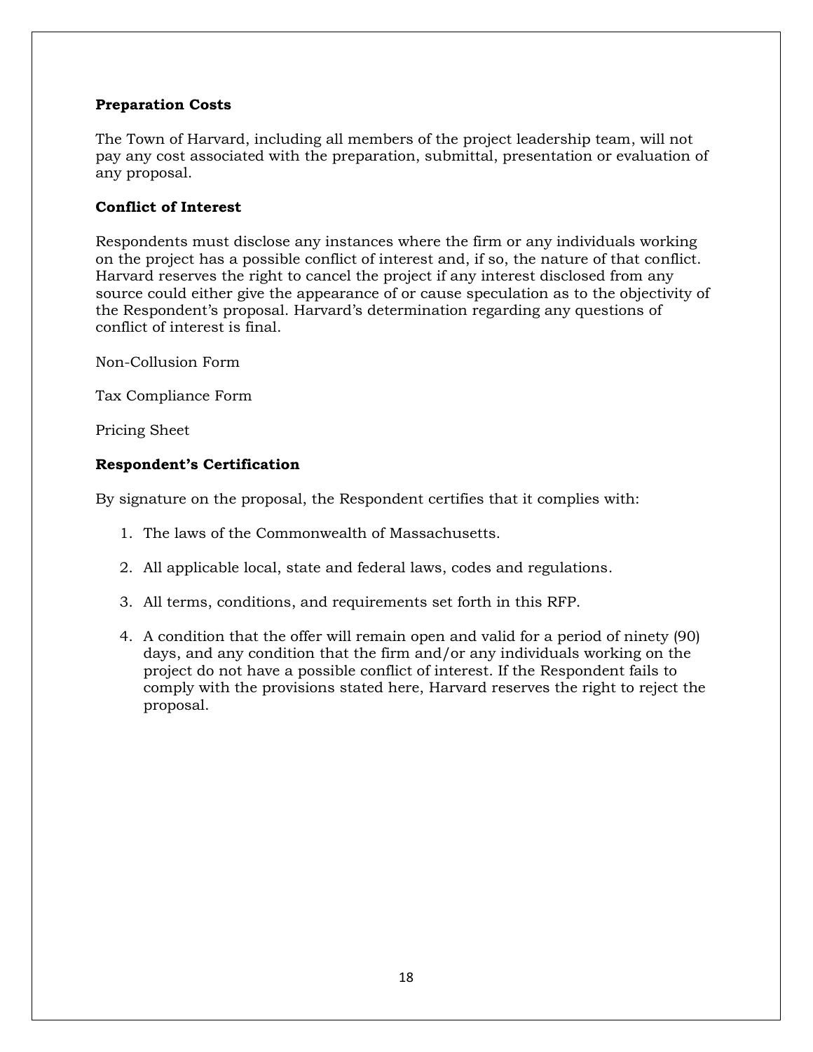**Preparation Costs**

The Town of Harvard, including all members of the project leadership team, will not pay any cost associated with the preparation, submittal, presentation or evaluation of any proposal.

**Conflict of Interest**

Respondents must disclose any instances where the firm or any individuals working on the project has a possible conflict of interest and, if so, the nature of that conflict. Harvard reserves the right to cancel the project if any interest disclosed from any source could either give the appearance of or cause speculation as to the objectivity of the Respondent's proposal. Harvard's determination regarding any questions of conflict of interest is final.

Non-Collusion Form

Tax Compliance Form

Pricing Sheet

**Respondent's Certification**

By signature on the proposal, the Respondent certifies that it complies with:

1. The laws of the Commonwealth of Massachusetts.
2. All applicable local, state and federal laws, codes and regulations.
3. All terms, conditions, and requirements set forth in this RFP.
4. A condition that the offer will remain open and valid for a period of ninety (90) days, and any condition that the firm and/or any individuals working on the project do not have a possible conflict of interest. If the Respondent fails to comply with the provisions stated here, Harvard reserves the right to reject the proposal.